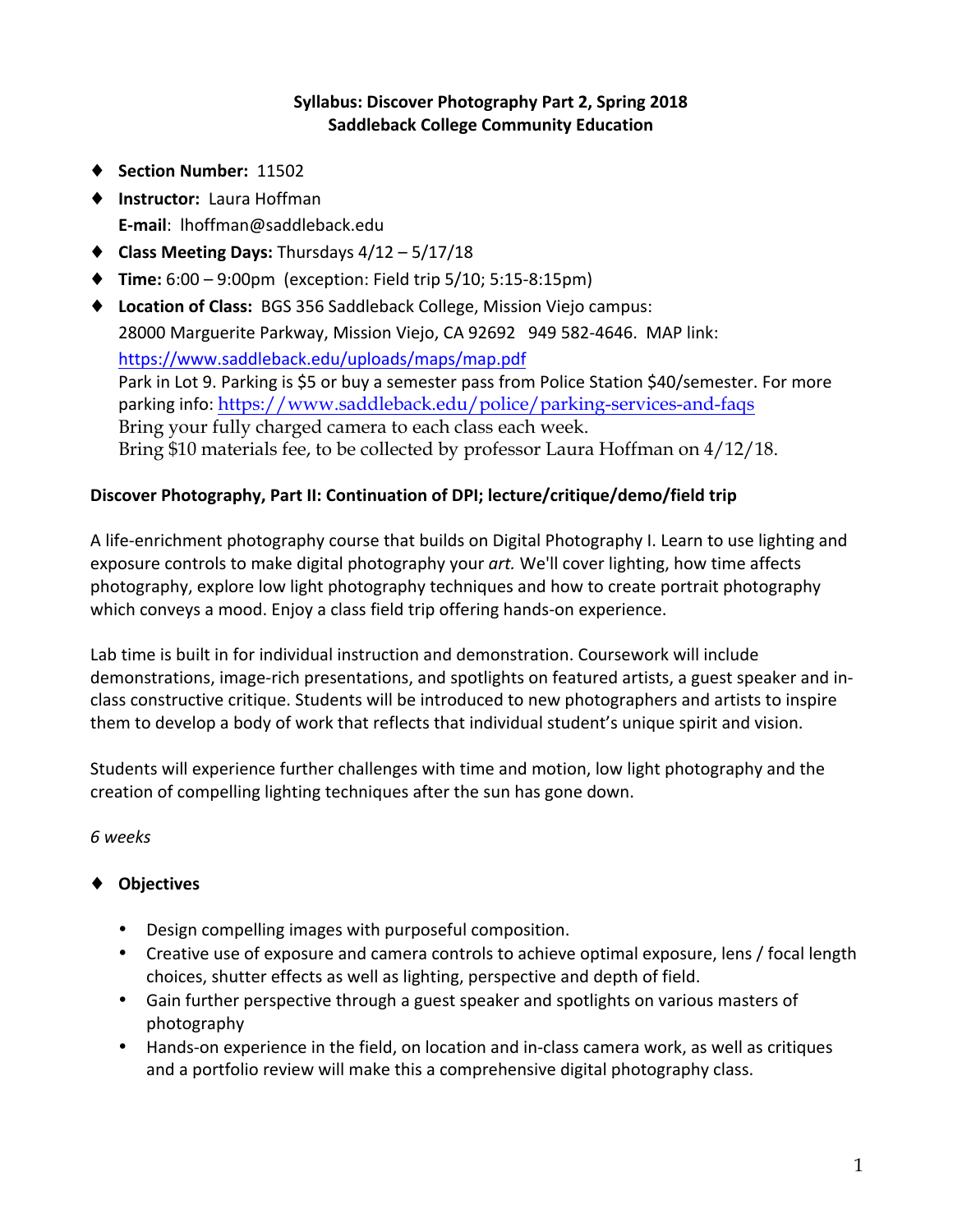**Syllabus: Discover Photography Part 2, Spring 2018**
**Saddleback College Community Education**

- **Section Number:** 11502
- **Instructor:** Laura Hoffman
  **E-mail**: lhoffman@saddleback.edu
- **Class Meeting Days:** Thursdays 4/12 – 5/17/18
- **Time:** 6:00 – 9:00pm (exception: Field trip 5/10; 5:15-8:15pm)
- **Location of Class:** BGS 356 Saddleback College, Mission Viejo campus:
  28000 Marguerite Parkway, Mission Viejo, CA 92692 949 582-4646. MAP link:
  https://www.saddleback.edu/uploads/maps/map.pdf
  Park in Lot 9. Parking is $5 or buy a semester pass from Police Station $40/semester. For more parking info: https://www.saddleback.edu/police/parking-services-and-faqs
  Bring your fully charged camera to each class each week.
  Bring $10 materials fee, to be collected by professor Laura Hoffman on 4/12/18.

**Discover Photography, Part II: Continuation of DPI; lecture/critique/demo/field trip**

A life-enrichment photography course that builds on Digital Photography I. Learn to use lighting and exposure controls to make digital photography your *art.* We'll cover lighting, how time affects photography, explore low light photography techniques and how to create portrait photography which conveys a mood. Enjoy a class field trip offering hands-on experience.

Lab time is built in for individual instruction and demonstration. Coursework will include demonstrations, image-rich presentations, and spotlights on featured artists, a guest speaker and in-class constructive critique. Students will be introduced to new photographers and artists to inspire them to develop a body of work that reflects that individual student's unique spirit and vision.

Students will experience further challenges with time and motion, low light photography and the creation of compelling lighting techniques after the sun has gone down.

*6 weeks*

- **Objectives**
  - Design compelling images with purposeful composition.
  - Creative use of exposure and camera controls to achieve optimal exposure, lens / focal length choices, shutter effects as well as lighting, perspective and depth of field.
  - Gain further perspective through a guest speaker and spotlights on various masters of photography
  - Hands-on experience in the field, on location and in-class camera work, as well as critiques and a portfolio review will make this a comprehensive digital photography class.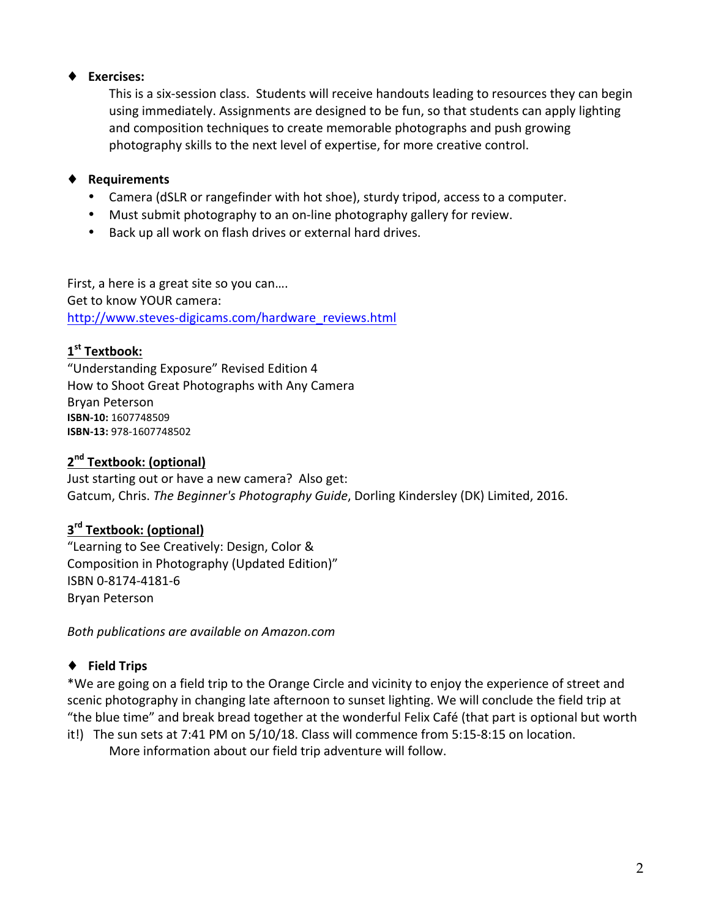- **Exercises:**

  This is a six-session class. Students will receive handouts leading to resources they can begin using immediately. Assignments are designed to be fun, so that students can apply lighting and composition techniques to create memorable photographs and push growing photography skills to the next level of expertise, for more creative control.

- **Requirements**
  - Camera (dSLR or rangefinder with hot shoe), sturdy tripod, access to a computer.
  - Must submit photography to an on-line photography gallery for review.
  - Back up all work on flash drives or external hard drives.

First, a here is a great site so you can….
Get to know YOUR camera:
http://www.steves-digicams.com/hardware_reviews.html

**1st Textbook:**

"Understanding Exposure" Revised Edition 4
How to Shoot Great Photographs with Any Camera
Bryan Peterson
**ISBN-10:** 1607748509
**ISBN-13:** 978-1607748502

**2nd Textbook: (optional)**

Just starting out or have a new camera? Also get:
Gatcum, Chris. *The Beginner's Photography Guide*, Dorling Kindersley (DK) Limited, 2016.

**3rd Textbook: (optional)**

"Learning to See Creatively: Design, Color &
Composition in Photography (Updated Edition)"
ISBN 0-8174-4181-6
Bryan Peterson

*Both publications are available on Amazon.com*

- **Field Trips**

*We are going on a field trip to the Orange Circle and vicinity to enjoy the experience of street and scenic photography in changing late afternoon to sunset lighting. We will conclude the field trip at "the blue time" and break bread together at the wonderful Felix Café (that part is optional but worth it!) The sun sets at 7:41 PM on 5/10/18. Class will commence from 5:15-8:15 on location.

More information about our field trip adventure will follow.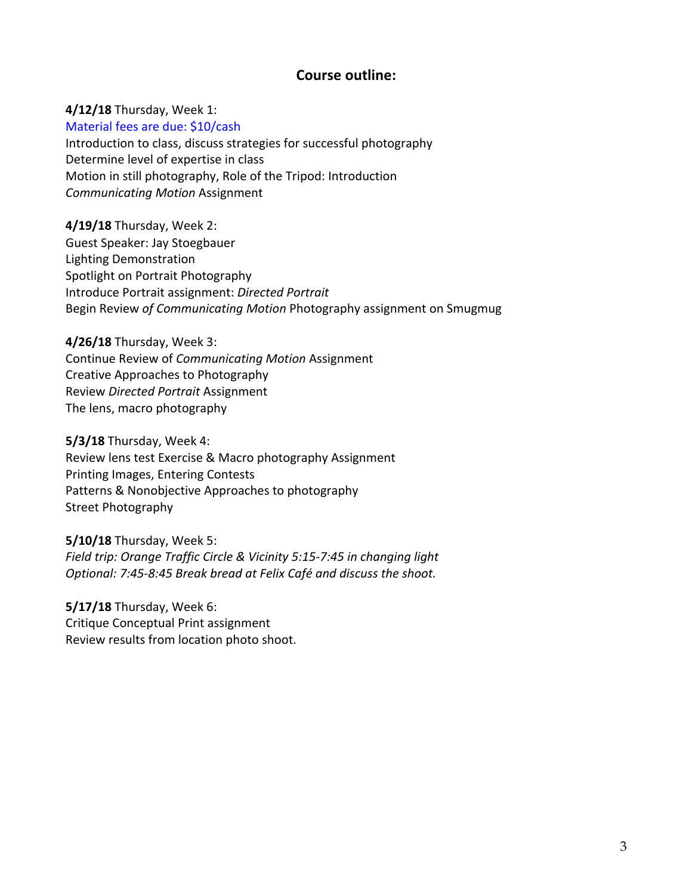## Course outline:

**4/12/18** Thursday, Week 1:
Material fees are due: $10/cash
Introduction to class, discuss strategies for successful photography
Determine level of expertise in class
Motion in still photography, Role of the Tripod: Introduction
*Communicating Motion* Assignment

**4/19/18** Thursday, Week 2:
Guest Speaker: Jay Stoegbauer
Lighting Demonstration
Spotlight on Portrait Photography
Introduce Portrait assignment: *Directed Portrait*
Begin Review *of Communicating Motion* Photography assignment on Smugmug

**4/26/18** Thursday, Week 3:
Continue Review of *Communicating Motion* Assignment
Creative Approaches to Photography
Review *Directed Portrait* Assignment
The lens, macro photography

**5/3/18** Thursday, Week 4:
Review lens test Exercise & Macro photography Assignment
Printing Images, Entering Contests
Patterns & Nonobjective Approaches to photography
Street Photography

**5/10/18** Thursday, Week 5:
*Field trip: Orange Traffic Circle & Vicinity 5:15-7:45 in changing light*
*Optional: 7:45-8:45 Break bread at Felix Café and discuss the shoot.*

**5/17/18** Thursday, Week 6:
Critique Conceptual Print assignment
Review results from location photo shoot.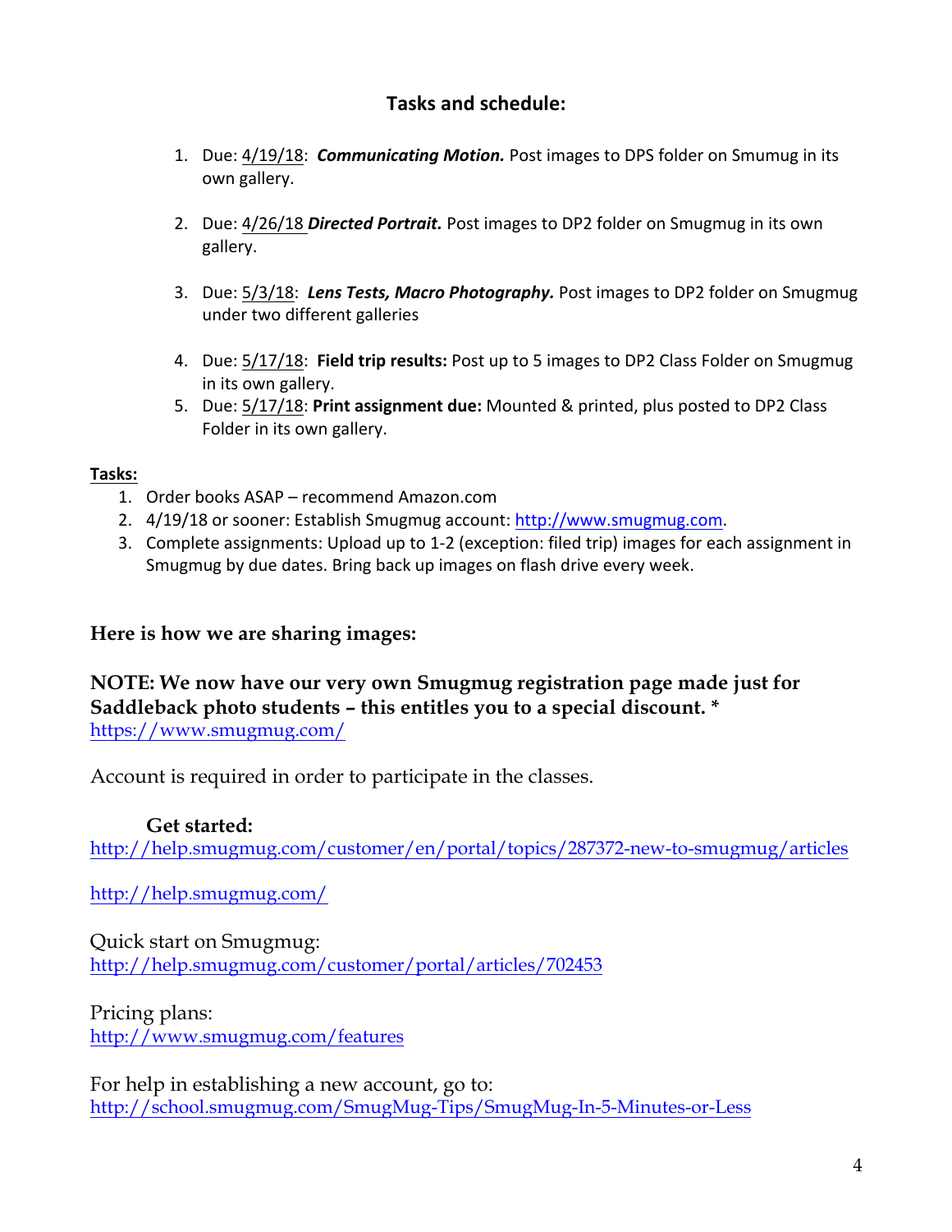## Tasks and schedule:

1. Due: 4/19/18: ***Communicating Motion.*** Post images to DPS folder on Smumug in its own gallery.

2. Due: 4/26/18 ***Directed Portrait.*** Post images to DP2 folder on Smugmug in its own gallery.

3. Due: 5/3/18: ***Lens Tests, Macro Photography.*** Post images to DP2 folder on Smugmug under two different galleries

4. Due: 5/17/18: **Field trip results:** Post up to 5 images to DP2 Class Folder on Smugmug in its own gallery.
5. Due: 5/17/18: **Print assignment due:** Mounted & printed, plus posted to DP2 Class Folder in its own gallery.

**Tasks:**

1. Order books ASAP – recommend Amazon.com
2. 4/19/18 or sooner: Establish Smugmug account: http://www.smugmug.com.
3. Complete assignments: Upload up to 1-2 (exception: filed trip) images for each assignment in Smugmug by due dates. Bring back up images on flash drive every week.

**Here is how we are sharing images:**

**NOTE: We now have our very own Smugmug registration page made just for Saddleback photo students – this entitles you to a special discount. ***
https://www.smugmug.com/

Account is required in order to participate in the classes.

**Get started:**
http://help.smugmug.com/customer/en/portal/topics/287372-new-to-smugmug/articles

http://help.smugmug.com/

Quick start on Smugmug:
http://help.smugmug.com/customer/portal/articles/702453

Pricing plans:
http://www.smugmug.com/features

For help in establishing a new account, go to:
http://school.smugmug.com/SmugMug-Tips/SmugMug-In-5-Minutes-or-Less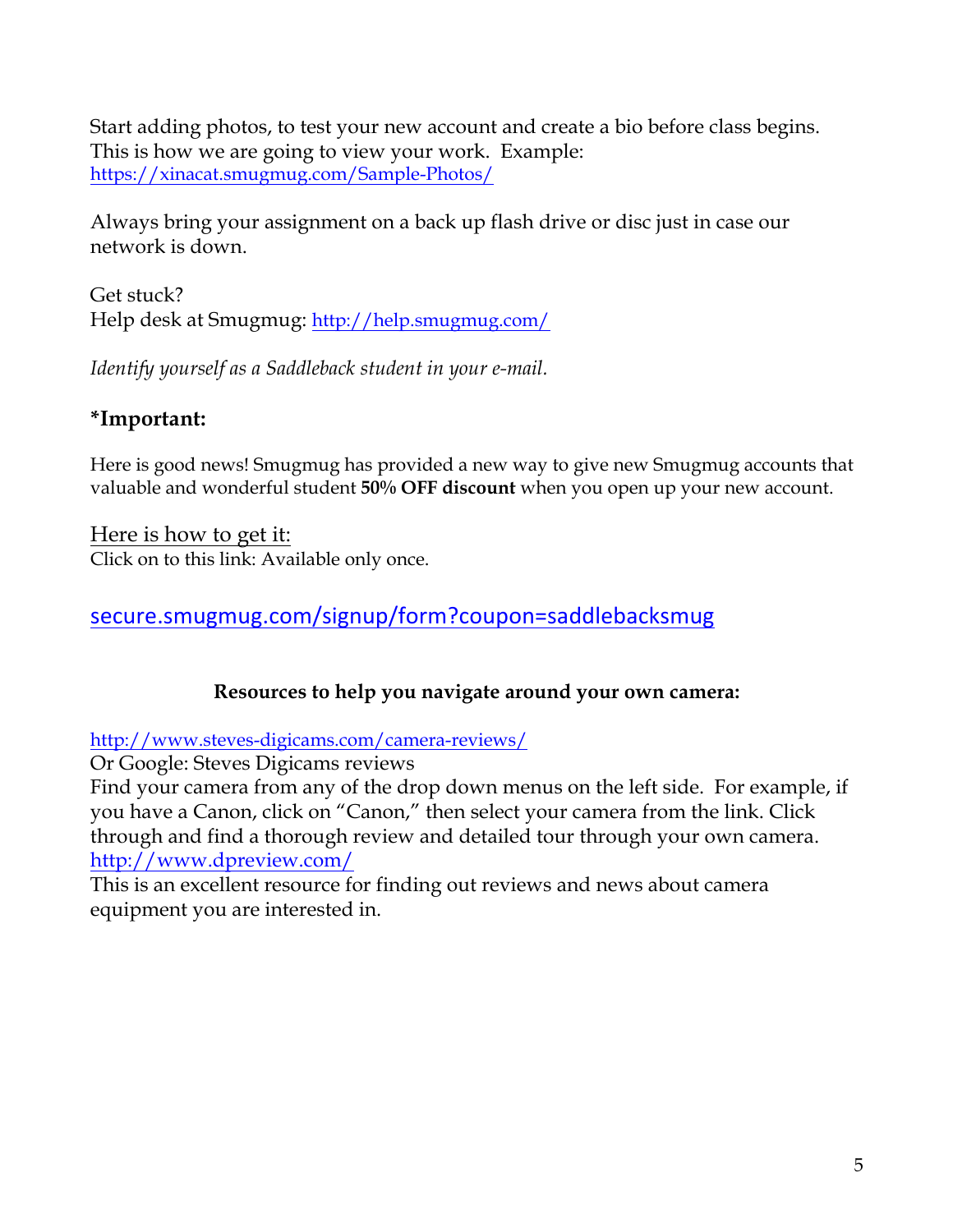Start adding photos, to test your new account and create a bio before class begins. This is how we are going to view your work. Example: [https://xinacat.smugmug.com/Sample-Photos/](https://xinacat.smugmug.com/Sample-Photos/)

Always bring your assignment on a back up flash drive or disc just in case our network is down.

Get stuck?
Help desk at Smugmug: [http://help.smugmug.com/](http://help.smugmug.com/)

*Identify yourself as a Saddleback student in your e-mail.*

### *Important:

Here is good news! Smugmug has provided a new way to give new Smugmug accounts that valuable and wonderful student **50% OFF discount** when you open up your new account.

<u>Here is how to get it:</u>
Click on to this link: Available only once.

[secure.smugmug.com/signup/form?coupon=saddlebacksmug](https://secure.smugmug.com/signup/form?coupon=saddlebacksmug)

**Resources to help you navigate around your own camera:**

[http://www.steves-digicams.com/camera-reviews/](http://www.steves-digicams.com/camera-reviews/)
Or Google: Steves Digicams reviews
Find your camera from any of the drop down menus on the left side. For example, if you have a Canon, click on "Canon," then select your camera from the link. Click through and find a thorough review and detailed tour through your own camera.
[http://www.dpreview.com/](http://www.dpreview.com/)
This is an excellent resource for finding out reviews and news about camera equipment you are interested in.